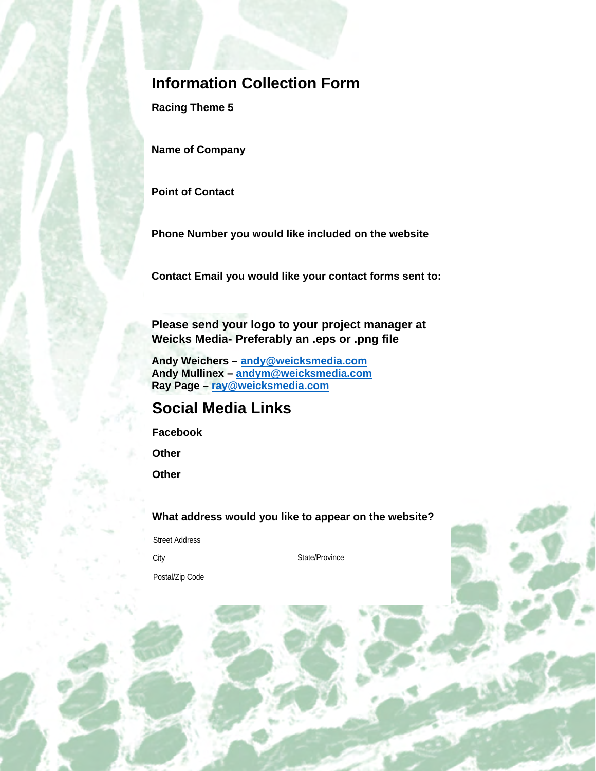# Information Collection Form

**Racing Theme 5**

**Name of Company**

**Point of Contact**

**Phone Number you would like included on the website**

**Contact Email you would like your contact forms sent to:**

**Please send your logo to your project manager at Weicks Media- Preferably an .eps or .png file**

**Andy Weichers – andy@weicksmedia.com**
**Andy Mullinex – andym@weicksmedia.com**
**Ray Page – ray@weicksmedia.com**

## Social Media Links

**Facebook**

**Other**

**Other**

**What address would you like to appear on the website?**

Street Address

City

State/Province

Postal/Zip Code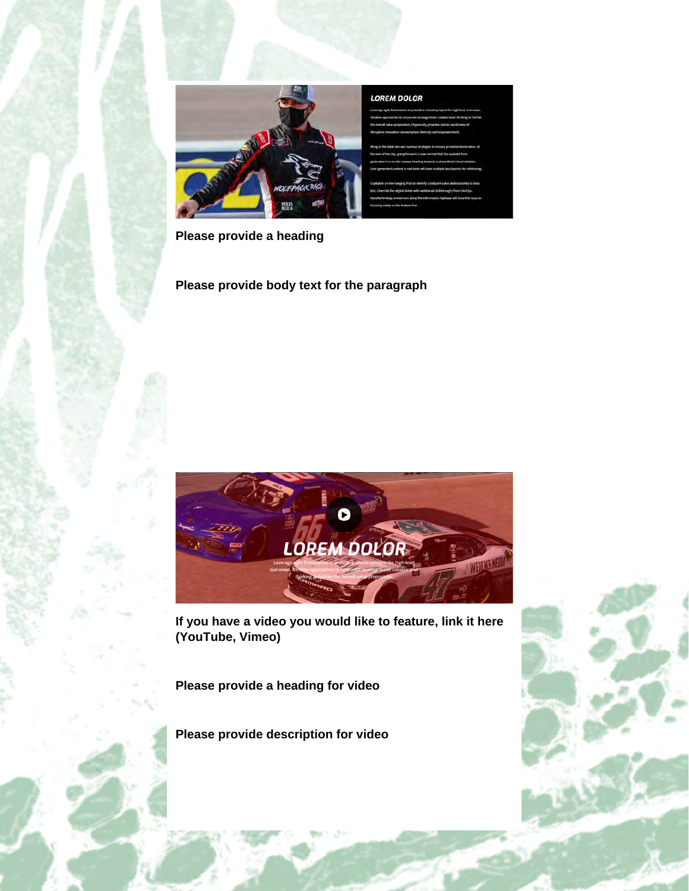**Please provide a heading**

**Please provide body text for the paragraph**

**If you have a video you would like to feature, link it here (YouTube, Vimeo)**

**Please provide a heading for video**

**Please provide description for video**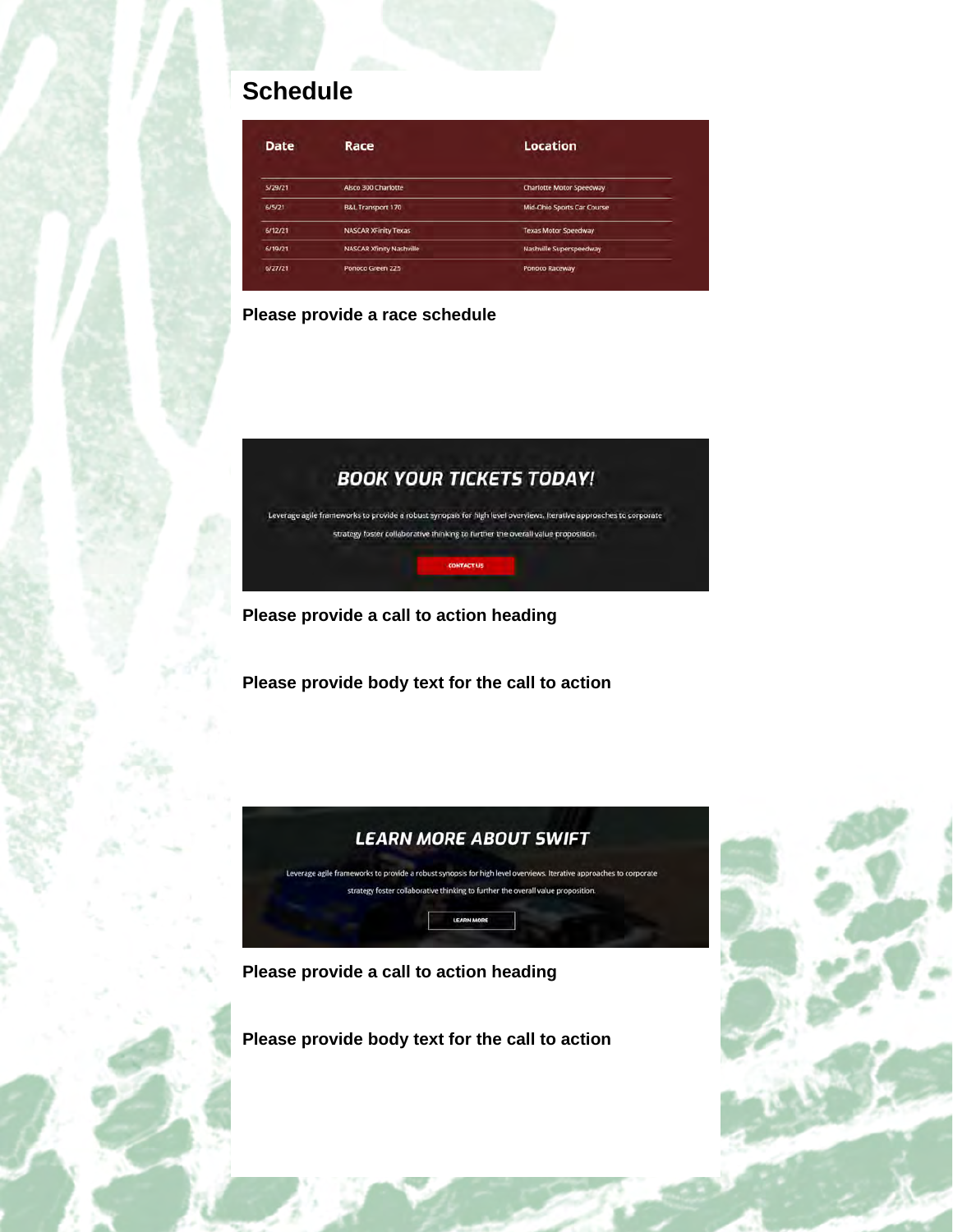## Schedule

| Date | Race | Location |
|---|---|---|
| 5/29/21 | Alsco 300 Charlotte | Charlotte Motor Speedway |
| 6/5/21 | B&L Transport 170 | Mid-Ohio Sports Car Course |
| 6/12/21 | NASCAR XFinity Texas | Texas Motor Speedway |
| 6/19/21 | NASCAR Xfinity Nashville | Nashville Superspeedway |
| 6/27/21 | Pocono Green 225 | Pocono Raceway |

**Please provide a race schedule**

BOOK YOUR TICKETS TODAY!

Leverage agile frameworks to provide a robust synopsis for high level overviews. Iterative approaches to corporate strategy foster collaborative thinking to further the overall value proposition.

CONTACT US

**Please provide a call to action heading**

**Please provide body text for the call to action**

LEARN MORE ABOUT SWIFT

Leverage agile frameworks to provide a robust synopsis for high level overviews. Iterative approaches to corporate strategy foster collaborative thinking to further the overall value proposition.

LEARN MORE

**Please provide a call to action heading**

**Please provide body text for the call to action**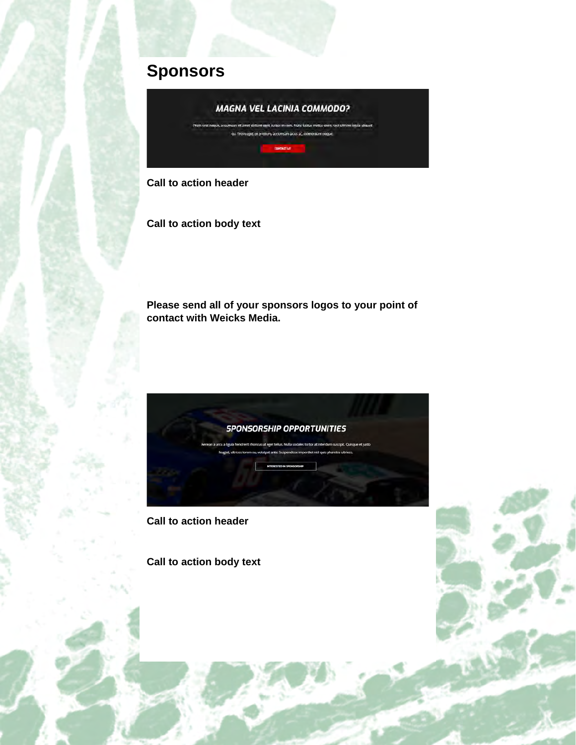# Sponsors

**Call to action header**

**Call to action body text**

**Please send all of your sponsors logos to your point of contact with Weicks Media.**

**Call to action header**

**Call to action body text**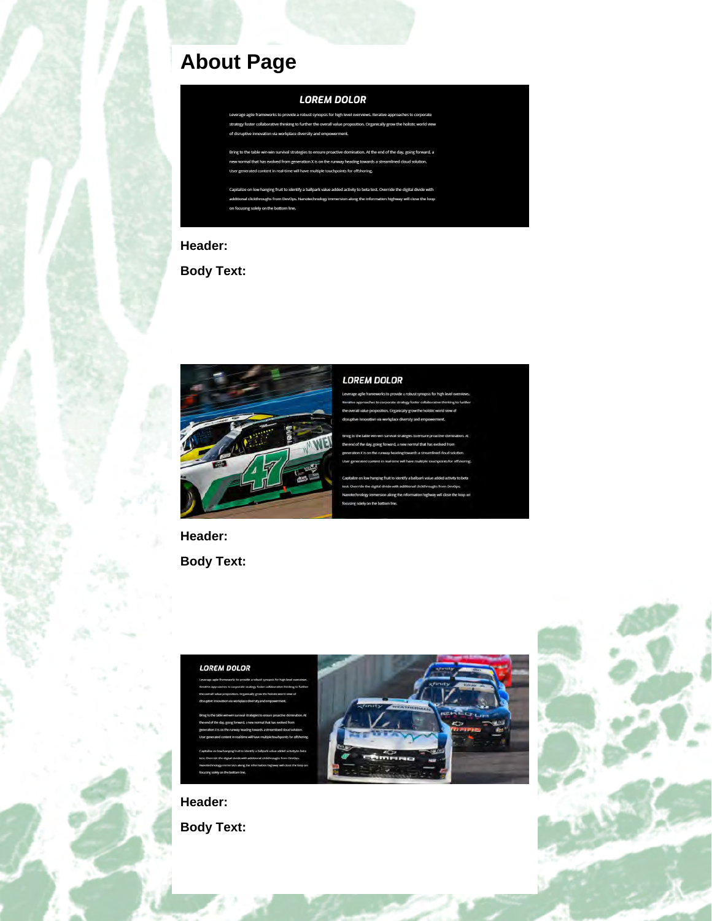# About Page

**LOREM DOLOR**

Leverage agile frameworks to provide a robust synopsis for high level overviews. Iterative approaches to corporate strategy foster collaborative thinking to further the overall value proposition. Organically grow the holistic world view of disruptive innovation via workplace diversity and empowerment.

Bring to the table win-win survival strategies to ensure proactive domination. At the end of the day, going forward, a new normal that has evolved from generation X is on the runway heading towards a streamlined cloud solution. User generated content in real-time will have multiple touchpoints for offshoring.

Capitalize on low hanging fruit to identify a ballpark value added activity to beta test. Override the digital divide with additional clickthroughs from DevOps. Nanotechnology immersion along the information highway will close the loop on focusing solely on the bottom line.

**Header:**

**Body Text:**

**LOREM DOLOR**

Leverage agile frameworks to provide a robust synopsis for high level overviews. Iterative approaches to corporate strategy foster collaborative thinking to further the overall value proposition. Organically grow the holistic world view of disruptive innovation via workplace diversity and empowerment.

Bring to the table win-win survival strategies to ensure proactive domination. At the end of the day, going forward, a new normal that has evolved from generation X is on the runway heading towards a streamlined cloud solution. User generated content in real-time will have multiple touchpoints for offshoring.

Capitalize on low hanging fruit to identify a ballpark value added activity to beta test. Override the digital divide with additional clickthroughs from DevOps. Nanotechnology immersion along the information highway will close the loop on focusing solely on the bottom line.

**Header:**

**Body Text:**

**LOREM DOLOR**

Leverage agile frameworks to provide a robust synopsis for high level overviews. Iterative approaches to corporate strategy foster collaborative thinking to further the overall value proposition. Organically grow the holistic world view of disruptive innovation via workplace diversity and empowerment.

Bring to the table win-win survival strategies to ensure proactive domination. At the end of the day, going forward, a new normal that has evolved from generation X is on the runway heading towards a streamlined cloud solution. User generated content in real-time will have multiple touchpoints for offshoring.

Capitalize on low hanging fruit to identify a ballpark value added activity to beta test. Override the digital divide with additional clickthroughs from DevOps. Nanotechnology immersion along the information highway will close the loop on focusing solely on the bottom line.

**Header:**

**Body Text:**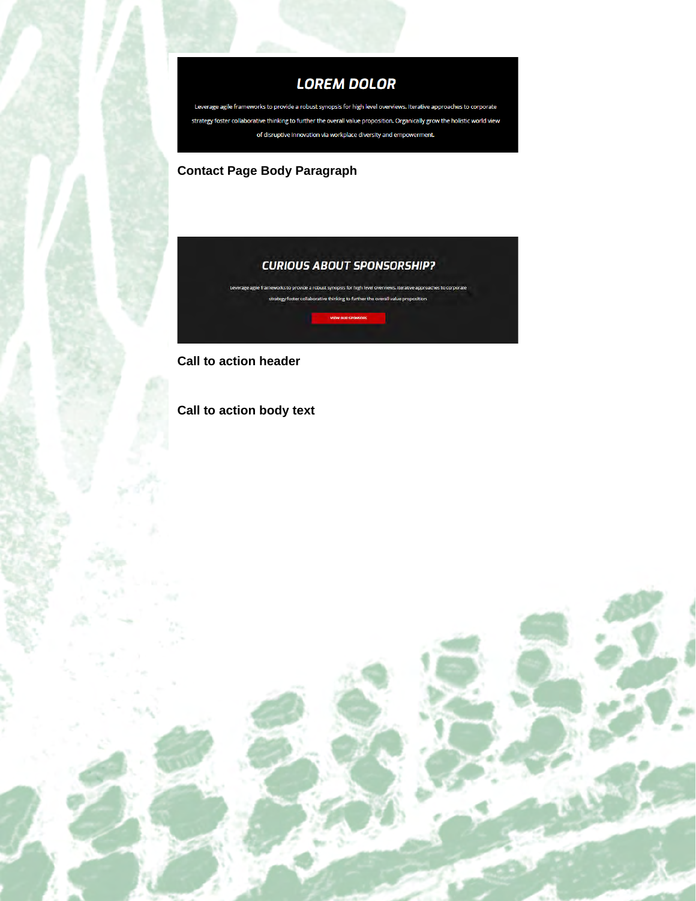**LOREM DOLOR**

Leverage agile frameworks to provide a robust synopsis for high level overviews. Iterative approaches to corporate strategy foster collaborative thinking to further the overall value proposition. Organically grow the holistic world view of disruptive innovation via workplace diversity and empowerment.

**Contact Page Body Paragraph**

**CURIOUS ABOUT SPONSORSHIP?**

Leverage agile frameworks to provide a robust synopsis for high level overviews. Iterative approaches to corporate strategy foster collaborative thinking to further the overall value proposition.

VIEW OUR SPONSORS

**Call to action header**

**Call to action body text**